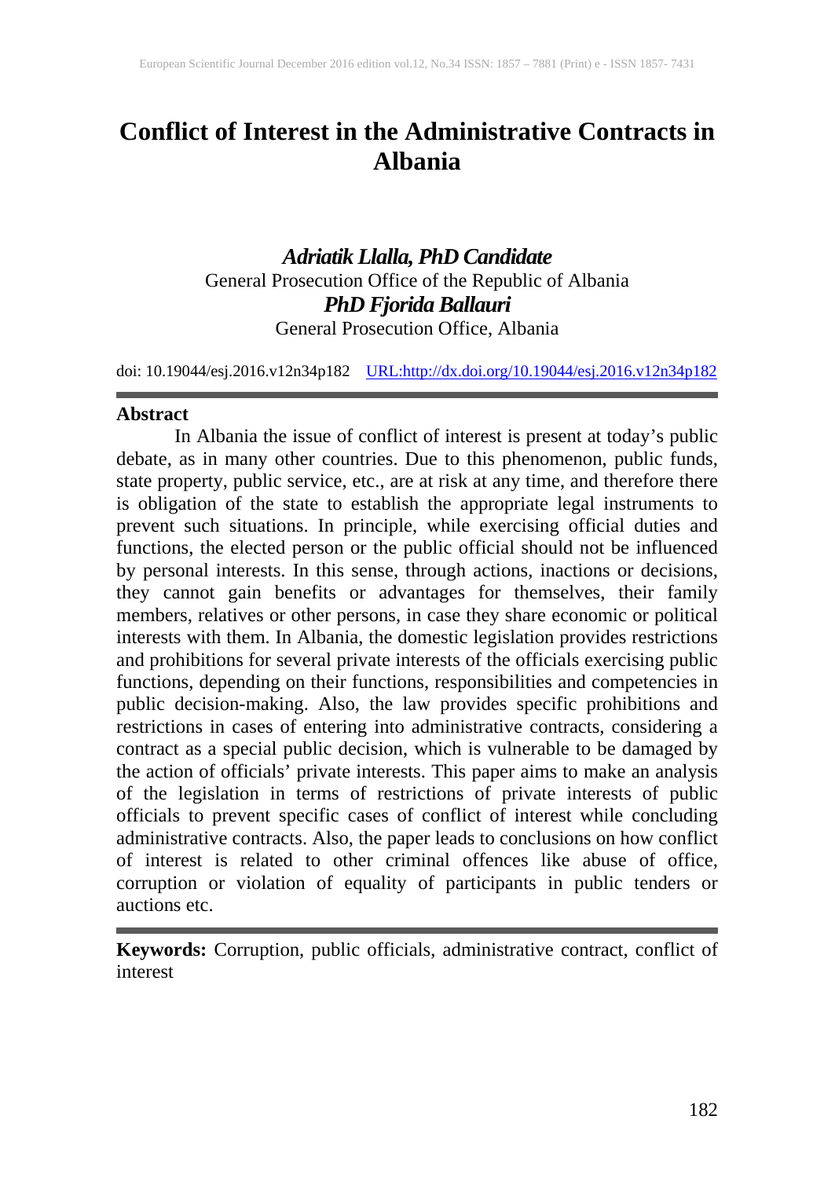# Conflict of Interest in the Administrative Contracts in Albania

***Adriatik Llalla, PhD Candidate***
General Prosecution Office of the Republic of Albania
***PhD Fjorida Ballauri***
General Prosecution Office, Albania

doi: 10.19044/esj.2016.v12n34p182 URL:http://dx.doi.org/10.19044/esj.2016.v12n34p182

## Abstract

In Albania the issue of conflict of interest is present at today's public debate, as in many other countries. Due to this phenomenon, public funds, state property, public service, etc., are at risk at any time, and therefore there is obligation of the state to establish the appropriate legal instruments to prevent such situations. In principle, while exercising official duties and functions, the elected person or the public official should not be influenced by personal interests. In this sense, through actions, inactions or decisions, they cannot gain benefits or advantages for themselves, their family members, relatives or other persons, in case they share economic or political interests with them. In Albania, the domestic legislation provides restrictions and prohibitions for several private interests of the officials exercising public functions, depending on their functions, responsibilities and competencies in public decision-making. Also, the law provides specific prohibitions and restrictions in cases of entering into administrative contracts, considering a contract as a special public decision, which is vulnerable to be damaged by the action of officials' private interests. This paper aims to make an analysis of the legislation in terms of restrictions of private interests of public officials to prevent specific cases of conflict of interest while concluding administrative contracts. Also, the paper leads to conclusions on how conflict of interest is related to other criminal offences like abuse of office, corruption or violation of equality of participants in public tenders or auctions etc.

**Keywords:** Corruption, public officials, administrative contract, conflict of interest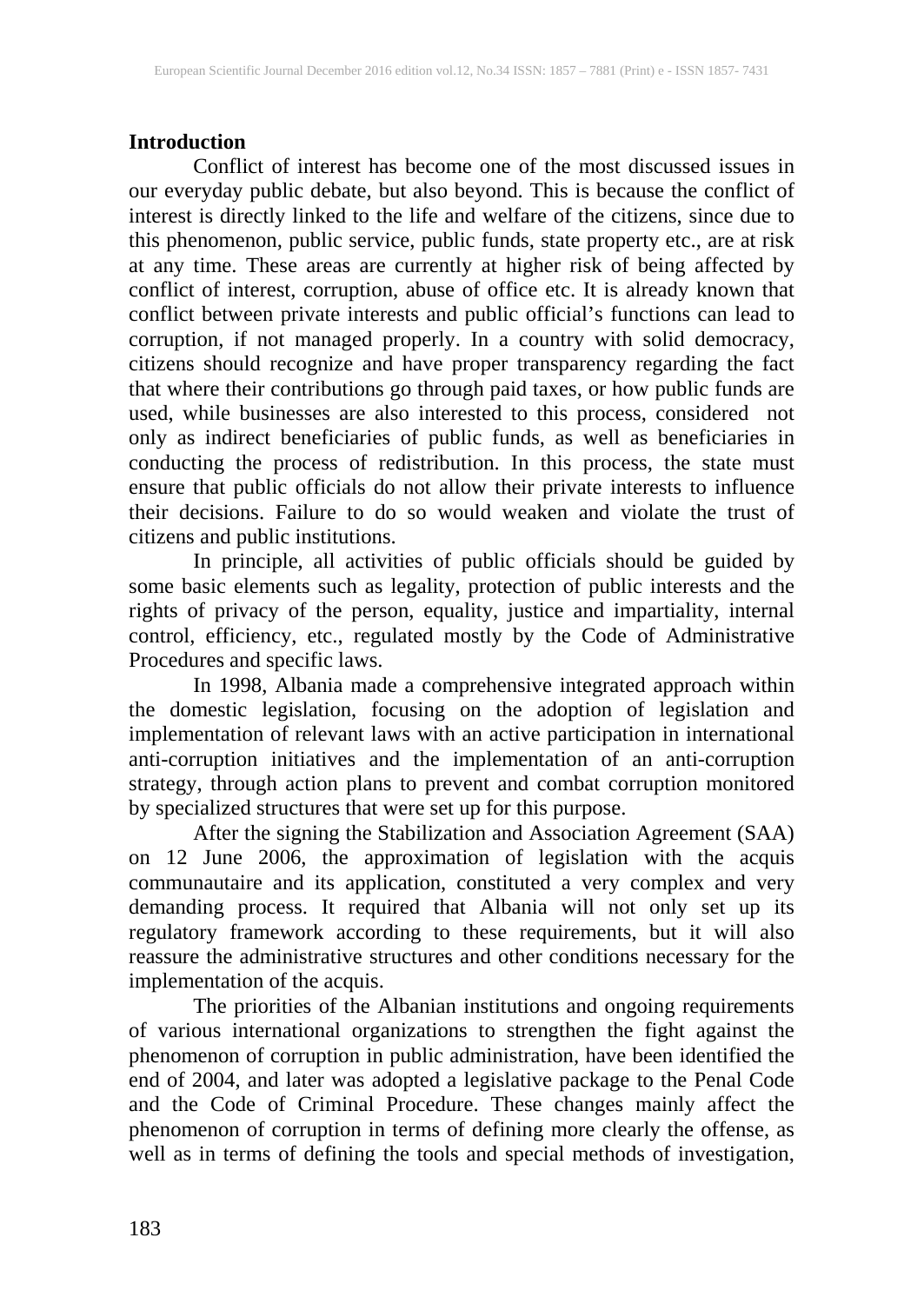## Introduction

Conflict of interest has become one of the most discussed issues in our everyday public debate, but also beyond. This is because the conflict of interest is directly linked to the life and welfare of the citizens, since due to this phenomenon, public service, public funds, state property etc., are at risk at any time. These areas are currently at higher risk of being affected by conflict of interest, corruption, abuse of office etc. It is already known that conflict between private interests and public official's functions can lead to corruption, if not managed properly. In a country with solid democracy, citizens should recognize and have proper transparency regarding the fact that where their contributions go through paid taxes, or how public funds are used, while businesses are also interested to this process, considered not only as indirect beneficiaries of public funds, as well as beneficiaries in conducting the process of redistribution. In this process, the state must ensure that public officials do not allow their private interests to influence their decisions. Failure to do so would weaken and violate the trust of citizens and public institutions.

In principle, all activities of public officials should be guided by some basic elements such as legality, protection of public interests and the rights of privacy of the person, equality, justice and impartiality, internal control, efficiency, etc., regulated mostly by the Code of Administrative Procedures and specific laws.

In 1998, Albania made a comprehensive integrated approach within the domestic legislation, focusing on the adoption of legislation and implementation of relevant laws with an active participation in international anti-corruption initiatives and the implementation of an anti-corruption strategy, through action plans to prevent and combat corruption monitored by specialized structures that were set up for this purpose.

After the signing the Stabilization and Association Agreement (SAA) on 12 June 2006, the approximation of legislation with the acquis communautaire and its application, constituted a very complex and very demanding process. It required that Albania will not only set up its regulatory framework according to these requirements, but it will also reassure the administrative structures and other conditions necessary for the implementation of the acquis.

The priorities of the Albanian institutions and ongoing requirements of various international organizations to strengthen the fight against the phenomenon of corruption in public administration, have been identified the end of 2004, and later was adopted a legislative package to the Penal Code and the Code of Criminal Procedure. These changes mainly affect the phenomenon of corruption in terms of defining more clearly the offense, as well as in terms of defining the tools and special methods of investigation,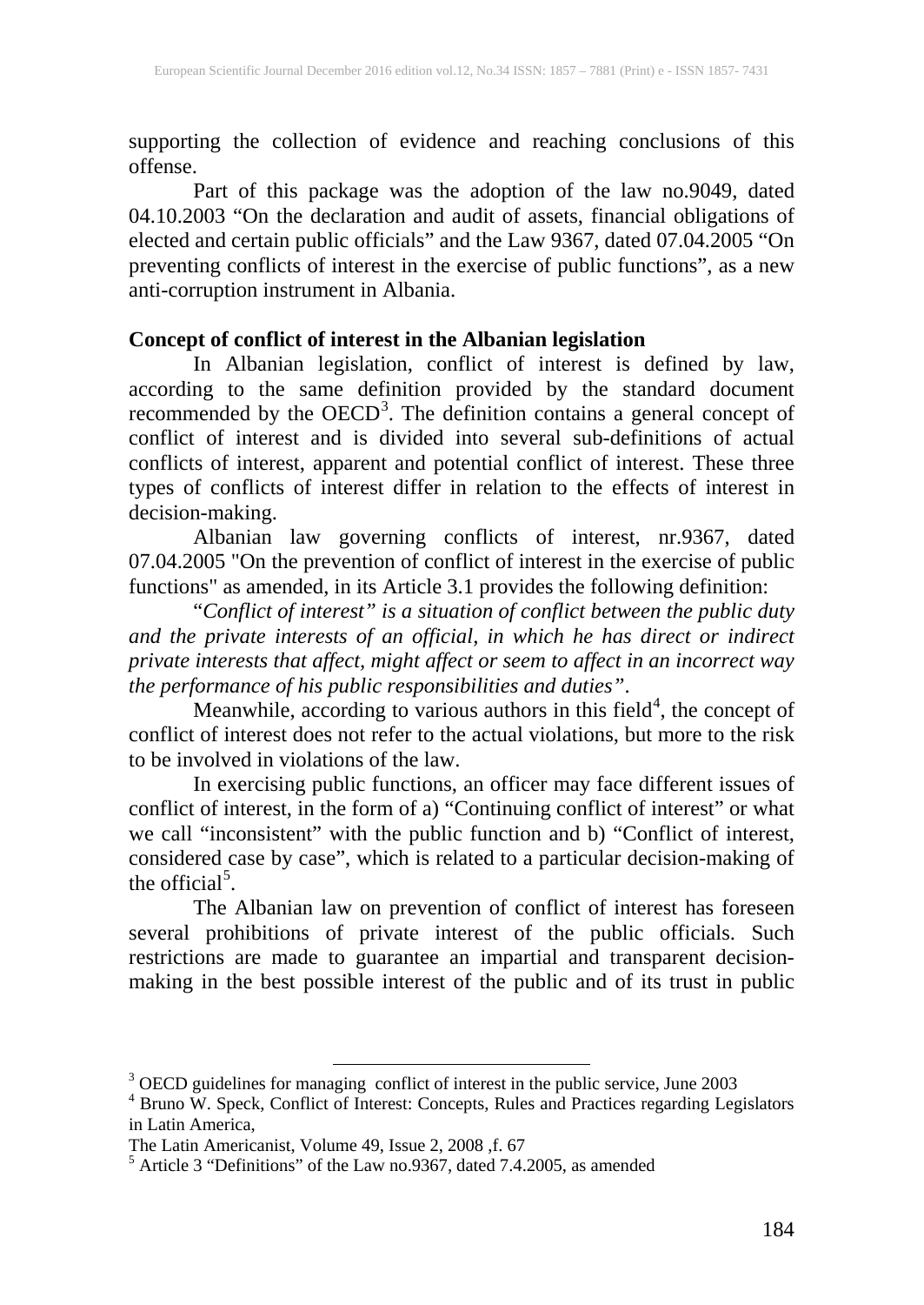supporting the collection of evidence and reaching conclusions of this offense.

Part of this package was the adoption of the law no.9049, dated 04.10.2003 “On the declaration and audit of assets, financial obligations of elected and certain public officials” and the Law 9367, dated 07.04.2005 “On preventing conflicts of interest in the exercise of public functions”, as a new anti-corruption instrument in Albania.

**Concept of conflict of interest in the Albanian legislation**

In Albanian legislation, conflict of interest is defined by law, according to the same definition provided by the standard document recommended by the OECD[3]. The definition contains a general concept of conflict of interest and is divided into several sub-definitions of actual conflicts of interest, apparent and potential conflict of interest. These three types of conflicts of interest differ in relation to the effects of interest in decision-making.

Albanian law governing conflicts of interest, nr.9367, dated 07.04.2005 "On the prevention of conflict of interest in the exercise of public functions" as amended, in its Article 3.1 provides the following definition:

“*Conflict of interest” is a situation of conflict between the public duty and the private interests of an official, in which he has direct or indirect private interests that affect, might affect or seem to affect in an incorrect way the performance of his public responsibilities and duties”*.

Meanwhile, according to various authors in this field[4], the concept of conflict of interest does not refer to the actual violations, but more to the risk to be involved in violations of the law.

In exercising public functions, an officer may face different issues of conflict of interest, in the form of a) “Continuing conflict of interest” or what we call “inconsistent” with the public function and b) “Conflict of interest, considered case by case”, which is related to a particular decision-making of the official[5].

The Albanian law on prevention of conflict of interest has foreseen several prohibitions of private interest of the public officials. Such restrictions are made to guarantee an impartial and transparent decision-making in the best possible interest of the public and of its trust in public

---

[3] OECD guidelines for managing conflict of interest in the public service, June 2003

[4] Bruno W. Speck, Conflict of Interest: Concepts, Rules and Practices regarding Legislators in Latin America,
The Latin Americanist, Volume 49, Issue 2, 2008 ,f. 67

[5] Article 3 “Definitions” of the Law no.9367, dated 7.4.2005, as amended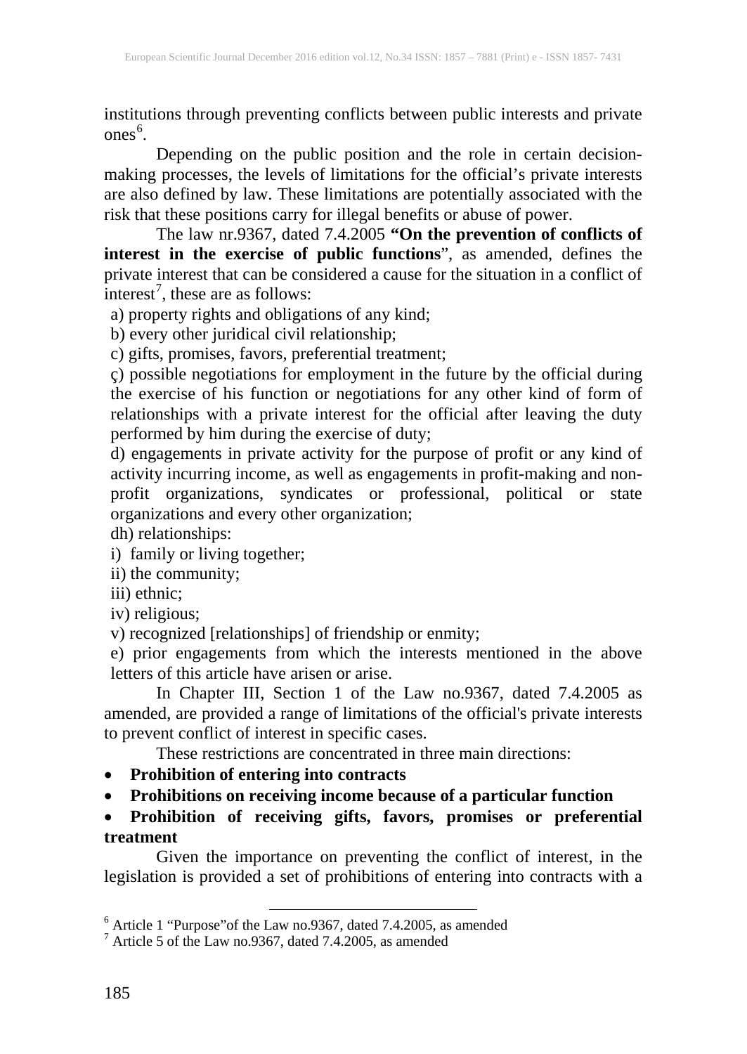institutions through preventing conflicts between public interests and private ones[6].

Depending on the public position and the role in certain decision-making processes, the levels of limitations for the official's private interests are also defined by law. These limitations are potentially associated with the risk that these positions carry for illegal benefits or abuse of power.

The law nr.9367, dated 7.4.2005 **"On the prevention of conflicts of interest in the exercise of public functions"**, as amended, defines the private interest that can be considered a cause for the situation in a conflict of interest[7], these are as follows:

a) property rights and obligations of any kind;

b) every other juridical civil relationship;

c) gifts, promises, favors, preferential treatment;

ç) possible negotiations for employment in the future by the official during the exercise of his function or negotiations for any other kind of form of relationships with a private interest for the official after leaving the duty performed by him during the exercise of duty;

d) engagements in private activity for the purpose of profit or any kind of activity incurring income, as well as engagements in profit-making and non-profit organizations, syndicates or professional, political or state organizations and every other organization;

dh) relationships:

i) family or living together;

ii) the community;

iii) ethnic;

iv) religious;

v) recognized [relationships] of friendship or enmity;

e) prior engagements from which the interests mentioned in the above letters of this article have arisen or arise.

In Chapter III, Section 1 of the Law no.9367, dated 7.4.2005 as amended, are provided a range of limitations of the official's private interests to prevent conflict of interest in specific cases.

These restrictions are concentrated in three main directions:

- **Prohibition of entering into contracts**
- **Prohibitions on receiving income because of a particular function**
- **Prohibition of receiving gifts, favors, promises or preferential treatment**

Given the importance on preventing the conflict of interest, in the legislation is provided a set of prohibitions of entering into contracts with a

[6] Article 1 "Purpose"of the Law no.9367, dated 7.4.2005, as amended

[7] Article 5 of the Law no.9367, dated 7.4.2005, as amended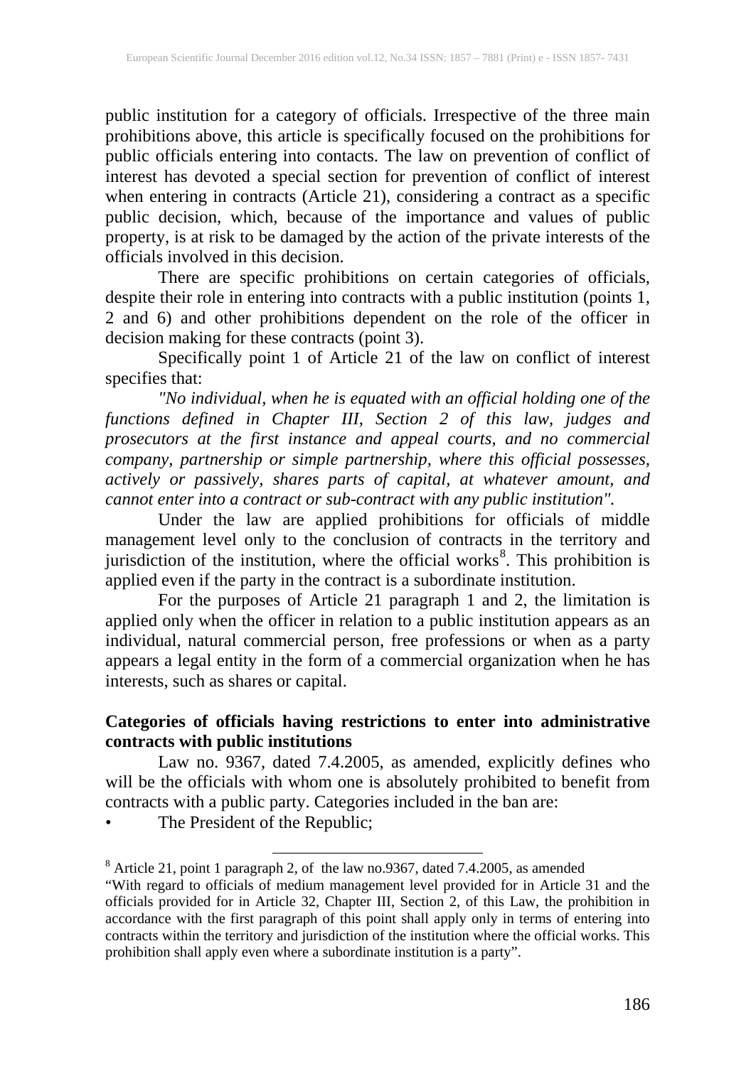public institution for a category of officials. Irrespective of the three main prohibitions above, this article is specifically focused on the prohibitions for public officials entering into contacts. The law on prevention of conflict of interest has devoted a special section for prevention of conflict of interest when entering in contracts (Article 21), considering a contract as a specific public decision, which, because of the importance and values of public property, is at risk to be damaged by the action of the private interests of the officials involved in this decision.

There are specific prohibitions on certain categories of officials, despite their role in entering into contracts with a public institution (points 1, 2 and 6) and other prohibitions dependent on the role of the officer in decision making for these contracts (point 3).

Specifically point 1 of Article 21 of the law on conflict of interest specifies that:

*"No individual, when he is equated with an official holding one of the functions defined in Chapter III, Section 2 of this law, judges and prosecutors at the first instance and appeal courts, and no commercial company, partnership or simple partnership, where this official possesses, actively or passively, shares parts of capital, at whatever amount, and cannot enter into a contract or sub-contract with any public institution".*

Under the law are applied prohibitions for officials of middle management level only to the conclusion of contracts in the territory and jurisdiction of the institution, where the official works[8]. This prohibition is applied even if the party in the contract is a subordinate institution.

For the purposes of Article 21 paragraph 1 and 2, the limitation is applied only when the officer in relation to a public institution appears as an individual, natural commercial person, free professions or when as a party appears a legal entity in the form of a commercial organization when he has interests, such as shares or capital.

**Categories of officials having restrictions to enter into administrative contracts with public institutions**

Law no. 9367, dated 7.4.2005, as amended, explicitly defines who will be the officials with whom one is absolutely prohibited to benefit from contracts with a public party. Categories included in the ban are:

- The President of the Republic;

---

[8] Article 21, point 1 paragraph 2, of the law no.9367, dated 7.4.2005, as amended

"With regard to officials of medium management level provided for in Article 31 and the officials provided for in Article 32, Chapter III, Section 2, of this Law, the prohibition in accordance with the first paragraph of this point shall apply only in terms of entering into contracts within the territory and jurisdiction of the institution where the official works. This prohibition shall apply even where a subordinate institution is a party".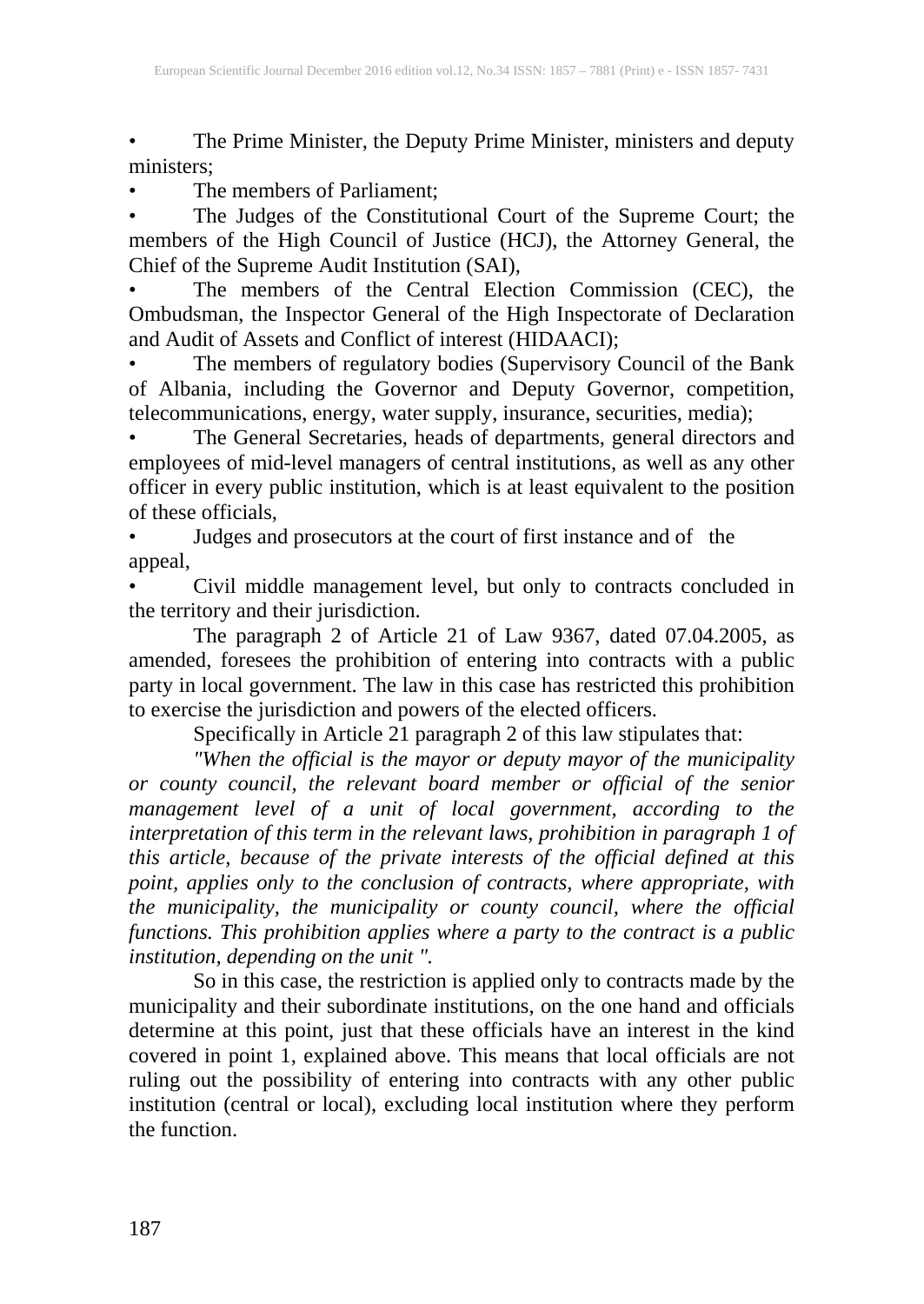- The Prime Minister, the Deputy Prime Minister, ministers and deputy ministers;
- The members of Parliament;
- The Judges of the Constitutional Court of the Supreme Court; the members of the High Council of Justice (HCJ), the Attorney General, the Chief of the Supreme Audit Institution (SAI),
- The members of the Central Election Commission (CEC), the Ombudsman, the Inspector General of the High Inspectorate of Declaration and Audit of Assets and Conflict of interest (HIDAACI);
- The members of regulatory bodies (Supervisory Council of the Bank of Albania, including the Governor and Deputy Governor, competition, telecommunications, energy, water supply, insurance, securities, media);
- The General Secretaries, heads of departments, general directors and employees of mid-level managers of central institutions, as well as any other officer in every public institution, which is at least equivalent to the position of these officials,
- Judges and prosecutors at the court of first instance and of the appeal,
- Civil middle management level, but only to contracts concluded in the territory and their jurisdiction.

The paragraph 2 of Article 21 of Law 9367, dated 07.04.2005, as amended, foresees the prohibition of entering into contracts with a public party in local government. The law in this case has restricted this prohibition to exercise the jurisdiction and powers of the elected officers.

Specifically in Article 21 paragraph 2 of this law stipulates that:

*"When the official is the mayor or deputy mayor of the municipality or county council, the relevant board member or official of the senior management level of a unit of local government, according to the interpretation of this term in the relevant laws, prohibition in paragraph 1 of this article, because of the private interests of the official defined at this point, applies only to the conclusion of contracts, where appropriate, with the municipality, the municipality or county council, where the official functions. This prohibition applies where a party to the contract is a public institution, depending on the unit ".*

So in this case, the restriction is applied only to contracts made by the municipality and their subordinate institutions, on the one hand and officials determine at this point, just that these officials have an interest in the kind covered in point 1, explained above. This means that local officials are not ruling out the possibility of entering into contracts with any other public institution (central or local), excluding local institution where they perform the function.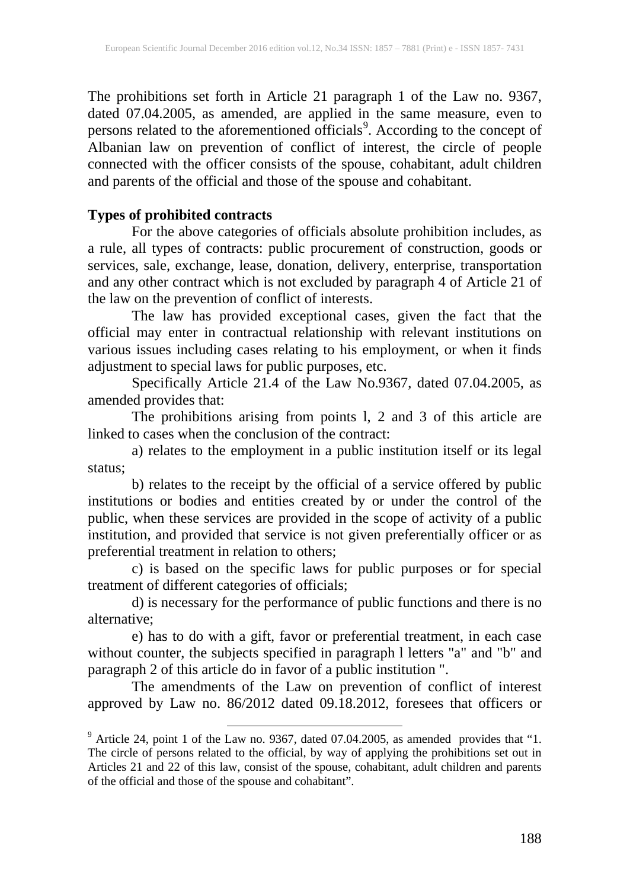The prohibitions set forth in Article 21 paragraph 1 of the Law no. 9367, dated 07.04.2005, as amended, are applied in the same measure, even to persons related to the aforementioned officials[9]. According to the concept of Albanian law on prevention of conflict of interest, the circle of people connected with the officer consists of the spouse, cohabitant, adult children and parents of the official and those of the spouse and cohabitant.

**Types of prohibited contracts**

For the above categories of officials absolute prohibition includes, as a rule, all types of contracts: public procurement of construction, goods or services, sale, exchange, lease, donation, delivery, enterprise, transportation and any other contract which is not excluded by paragraph 4 of Article 21 of the law on the prevention of conflict of interests.

The law has provided exceptional cases, given the fact that the official may enter in contractual relationship with relevant institutions on various issues including cases relating to his employment, or when it finds adjustment to special laws for public purposes, etc.

Specifically Article 21.4 of the Law No.9367, dated 07.04.2005, as amended provides that:

The prohibitions arising from points l, 2 and 3 of this article are linked to cases when the conclusion of the contract:

a) relates to the employment in a public institution itself or its legal status;

b) relates to the receipt by the official of a service offered by public institutions or bodies and entities created by or under the control of the public, when these services are provided in the scope of activity of a public institution, and provided that service is not given preferentially officer or as preferential treatment in relation to others;

c) is based on the specific laws for public purposes or for special treatment of different categories of officials;

d) is necessary for the performance of public functions and there is no alternative;

e) has to do with a gift, favor or preferential treatment, in each case without counter, the subjects specified in paragraph l letters "a" and "b" and paragraph 2 of this article do in favor of a public institution ".

The amendments of the Law on prevention of conflict of interest approved by Law no. 86/2012 dated 09.18.2012, foresees that officers or

[9] Article 24, point 1 of the Law no. 9367, dated 07.04.2005, as amended provides that "1. The circle of persons related to the official, by way of applying the prohibitions set out in Articles 21 and 22 of this law, consist of the spouse, cohabitant, adult children and parents of the official and those of the spouse and cohabitant".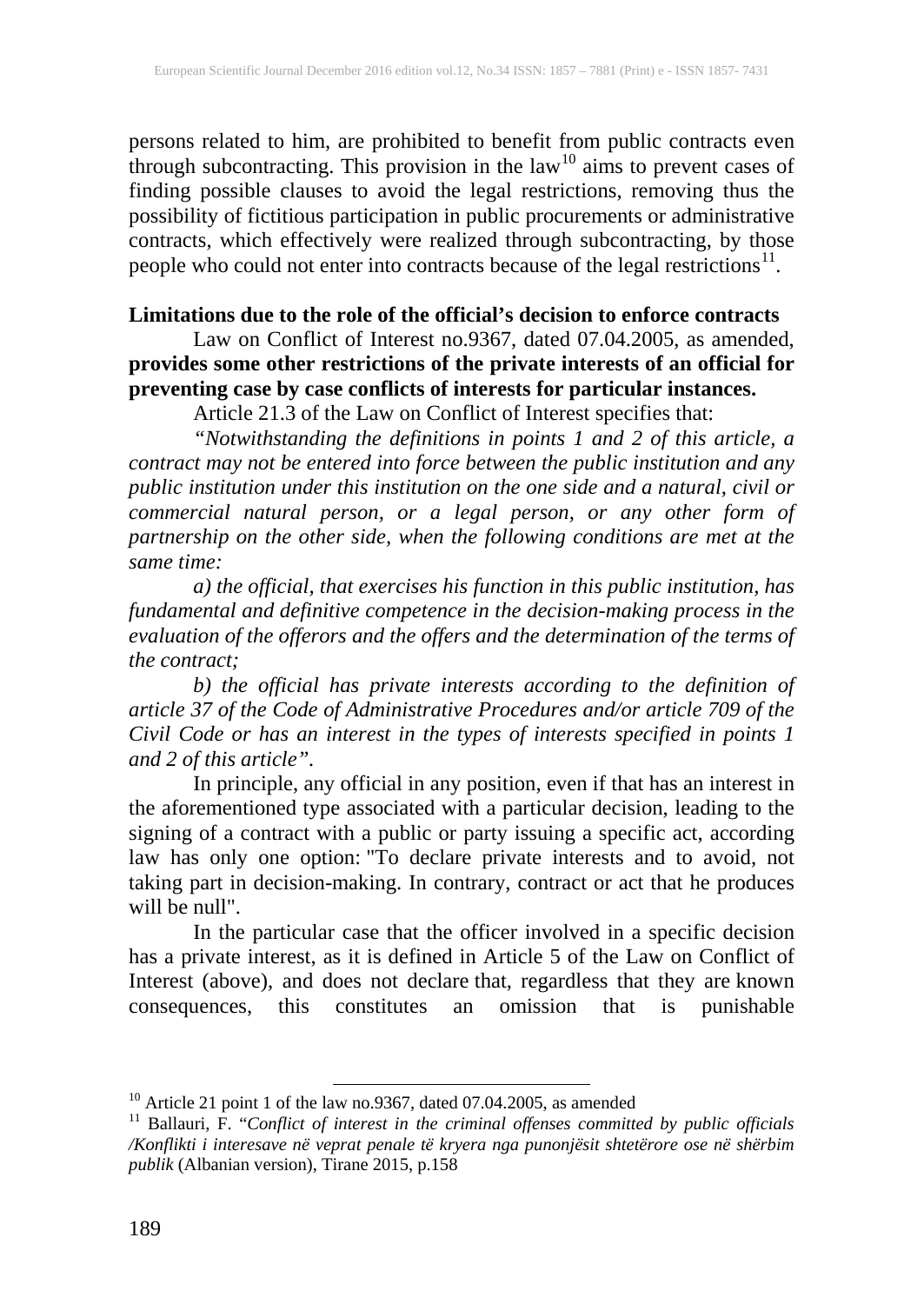persons related to him, are prohibited to benefit from public contracts even through subcontracting. This provision in the law[10] aims to prevent cases of finding possible clauses to avoid the legal restrictions, removing thus the possibility of fictitious participation in public procurements or administrative contracts, which effectively were realized through subcontracting, by those people who could not enter into contracts because of the legal restrictions[11].

**Limitations due to the role of the official's decision to enforce contracts**

Law on Conflict of Interest no.9367, dated 07.04.2005, as amended, **provides some other restrictions of the private interests of an official for preventing case by case conflicts of interests for particular instances.**

Article 21.3 of the Law on Conflict of Interest specifies that:

*"Notwithstanding the definitions in points 1 and 2 of this article, a contract may not be entered into force between the public institution and any public institution under this institution on the one side and a natural, civil or commercial natural person, or a legal person, or any other form of partnership on the other side, when the following conditions are met at the same time:*

*a) the official, that exercises his function in this public institution, has fundamental and definitive competence in the decision-making process in the evaluation of the offerors and the offers and the determination of the terms of the contract;*

*b) the official has private interests according to the definition of article 37 of the Code of Administrative Procedures and/or article 709 of the Civil Code or has an interest in the types of interests specified in points 1 and 2 of this article".*

In principle, any official in any position, even if that has an interest in the aforementioned type associated with a particular decision, leading to the signing of a contract with a public or party issuing a specific act, according law has only one option: "To declare private interests and to avoid, not taking part in decision-making. In contrary, contract or act that he produces will be null".

In the particular case that the officer involved in a specific decision has a private interest, as it is defined in Article 5 of the Law on Conflict of Interest (above), and does not declare that, regardless that they are known consequences, this constitutes an omission that is punishable

---

[10] Article 21 point 1 of the law no.9367, dated 07.04.2005, as amended

[11] Ballauri, F. "*Conflict of interest in the criminal offenses committed by public officials /Konflikti i interesave në veprat penale të kryera nga punonjësit shtetërore ose në shërbim publik* (Albanian version), Tirane 2015, p.158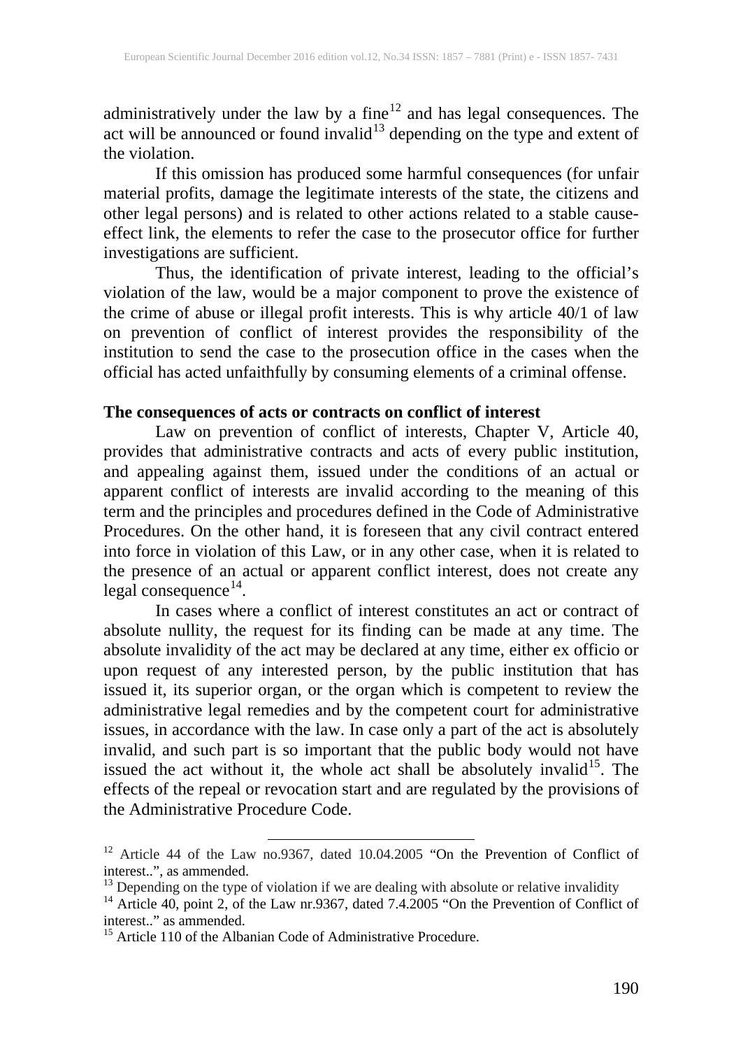administratively under the law by a fine[12] and has legal consequences. The act will be announced or found invalid[13] depending on the type and extent of the violation.

If this omission has produced some harmful consequences (for unfair material profits, damage the legitimate interests of the state, the citizens and other legal persons) and is related to other actions related to a stable cause-effect link, the elements to refer the case to the prosecutor office for further investigations are sufficient.

Thus, the identification of private interest, leading to the official's violation of the law, would be a major component to prove the existence of the crime of abuse or illegal profit interests. This is why article 40/1 of law on prevention of conflict of interest provides the responsibility of the institution to send the case to the prosecution office in the cases when the official has acted unfaithfully by consuming elements of a criminal offense.

**The consequences of acts or contracts on conflict of interest**

Law on prevention of conflict of interests, Chapter V, Article 40, provides that administrative contracts and acts of every public institution, and appealing against them, issued under the conditions of an actual or apparent conflict of interests are invalid according to the meaning of this term and the principles and procedures defined in the Code of Administrative Procedures. On the other hand, it is foreseen that any civil contract entered into force in violation of this Law, or in any other case, when it is related to the presence of an actual or apparent conflict interest, does not create any legal consequence[14].

In cases where a conflict of interest constitutes an act or contract of absolute nullity, the request for its finding can be made at any time. The absolute invalidity of the act may be declared at any time, either ex officio or upon request of any interested person, by the public institution that has issued it, its superior organ, or the organ which is competent to review the administrative legal remedies and by the competent court for administrative issues, in accordance with the law. In case only a part of the act is absolutely invalid, and such part is so important that the public body would not have issued the act without it, the whole act shall be absolutely invalid[15]. The effects of the repeal or revocation start and are regulated by the provisions of the Administrative Procedure Code.

---

[12] Article 44 of the Law no.9367, dated 10.04.2005 "On the Prevention of Conflict of interest..", as ammended.

[13] Depending on the type of violation if we are dealing with absolute or relative invalidity

[14] Article 40, point 2, of the Law nr.9367, dated 7.4.2005 "On the Prevention of Conflict of interest.." as ammended.

[15] Article 110 of the Albanian Code of Administrative Procedure.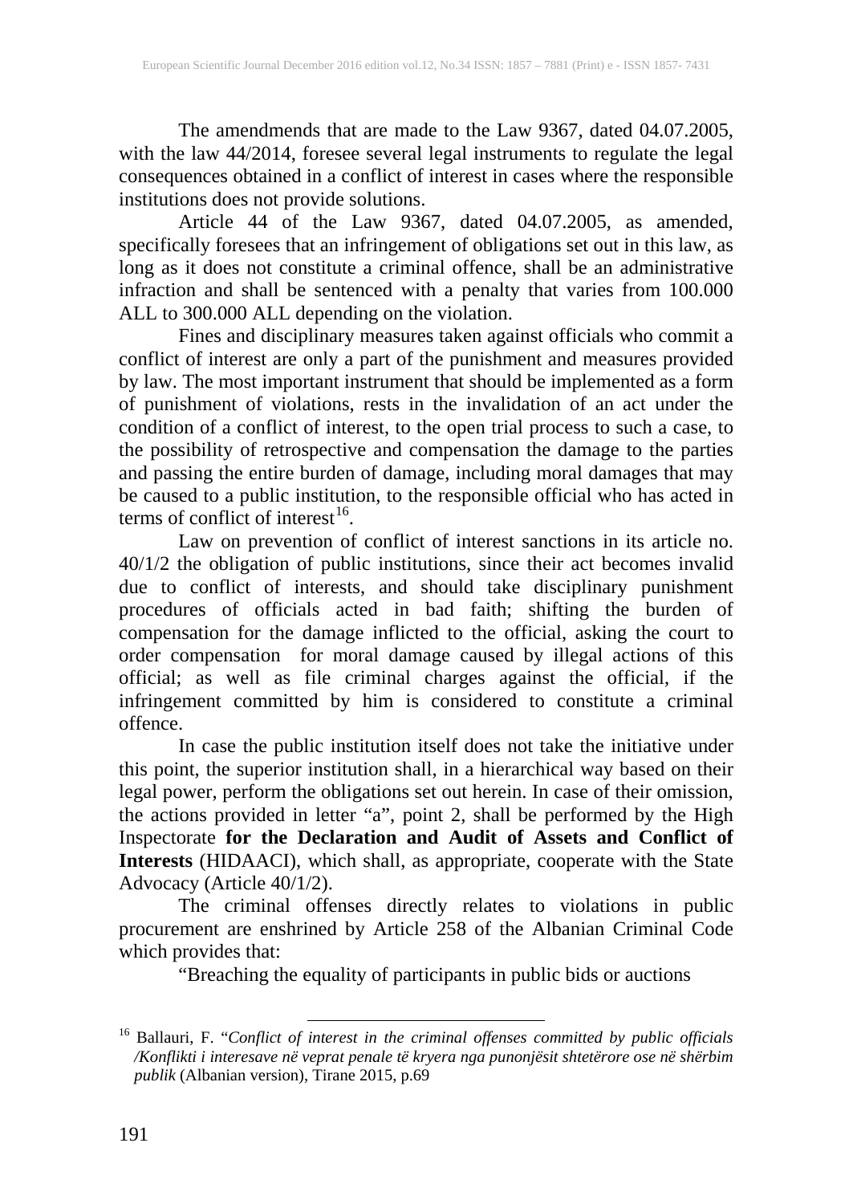The amendmends that are made to the Law 9367, dated 04.07.2005, with the law 44/2014, foresee several legal instruments to regulate the legal consequences obtained in a conflict of interest in cases where the responsible institutions does not provide solutions.

Article 44 of the Law 9367, dated 04.07.2005, as amended, specifically foresees that an infringement of obligations set out in this law, as long as it does not constitute a criminal offence, shall be an administrative infraction and shall be sentenced with a penalty that varies from 100.000 ALL to 300.000 ALL depending on the violation.

Fines and disciplinary measures taken against officials who commit a conflict of interest are only a part of the punishment and measures provided by law. The most important instrument that should be implemented as a form of punishment of violations, rests in the invalidation of an act under the condition of a conflict of interest, to the open trial process to such a case, to the possibility of retrospective and compensation the damage to the parties and passing the entire burden of damage, including moral damages that may be caused to a public institution, to the responsible official who has acted in terms of conflict of interest[16].

Law on prevention of conflict of interest sanctions in its article no. 40/1/2 the obligation of public institutions, since their act becomes invalid due to conflict of interests, and should take disciplinary punishment procedures of officials acted in bad faith; shifting the burden of compensation for the damage inflicted to the official, asking the court to order compensation for moral damage caused by illegal actions of this official; as well as file criminal charges against the official, if the infringement committed by him is considered to constitute a criminal offence.

In case the public institution itself does not take the initiative under this point, the superior institution shall, in a hierarchical way based on their legal power, perform the obligations set out herein. In case of their omission, the actions provided in letter "a", point 2, shall be performed by the High Inspectorate **for the Declaration and Audit of Assets and Conflict of Interests** (HIDAACI), which shall, as appropriate, cooperate with the State Advocacy (Article 40/1/2).

The criminal offenses directly relates to violations in public procurement are enshrined by Article 258 of the Albanian Criminal Code which provides that:

"Breaching the equality of participants in public bids or auctions

---

[16] Ballauri, F. "*Conflict of interest in the criminal offenses committed by public officials /Konflikti i interesave në veprat penale të kryera nga punonjësit shtetërore ose në shërbim publik* (Albanian version), Tirane 2015, p.69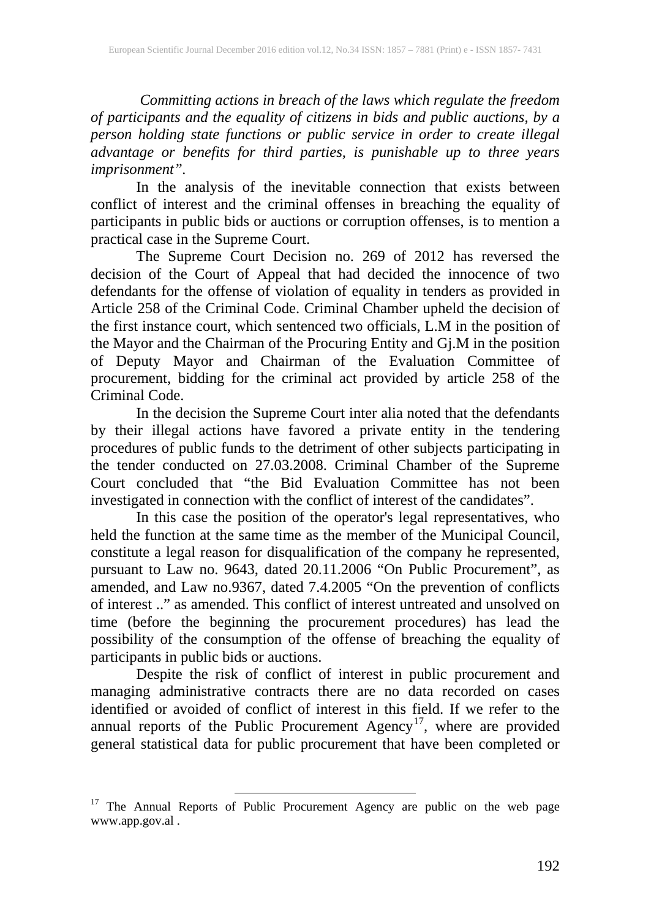*Committing actions in breach of the laws which regulate the freedom of participants and the equality of citizens in bids and public auctions, by a person holding state functions or public service in order to create illegal advantage or benefits for third parties, is punishable up to three years imprisonment".*

In the analysis of the inevitable connection that exists between conflict of interest and the criminal offenses in breaching the equality of participants in public bids or auctions or corruption offenses, is to mention a practical case in the Supreme Court.

The Supreme Court Decision no. 269 of 2012 has reversed the decision of the Court of Appeal that had decided the innocence of two defendants for the offense of violation of equality in tenders as provided in Article 258 of the Criminal Code. Criminal Chamber upheld the decision of the first instance court, which sentenced two officials, L.M in the position of the Mayor and the Chairman of the Procuring Entity and Gj.M in the position of Deputy Mayor and Chairman of the Evaluation Committee of procurement, bidding for the criminal act provided by article 258 of the Criminal Code.

In the decision the Supreme Court inter alia noted that the defendants by their illegal actions have favored a private entity in the tendering procedures of public funds to the detriment of other subjects participating in the tender conducted on 27.03.2008. Criminal Chamber of the Supreme Court concluded that "the Bid Evaluation Committee has not been investigated in connection with the conflict of interest of the candidates".

In this case the position of the operator's legal representatives, who held the function at the same time as the member of the Municipal Council, constitute a legal reason for disqualification of the company he represented, pursuant to Law no. 9643, dated 20.11.2006 "On Public Procurement", as amended, and Law no.9367, dated 7.4.2005 "On the prevention of conflicts of interest .." as amended. This conflict of interest untreated and unsolved on time (before the beginning the procurement procedures) has lead the possibility of the consumption of the offense of breaching the equality of participants in public bids or auctions.

Despite the risk of conflict of interest in public procurement and managing administrative contracts there are no data recorded on cases identified or avoided of conflict of interest in this field. If we refer to the annual reports of the Public Procurement Agency[17], where are provided general statistical data for public procurement that have been completed or

---

[17] The Annual Reports of Public Procurement Agency are public on the web page www.app.gov.al .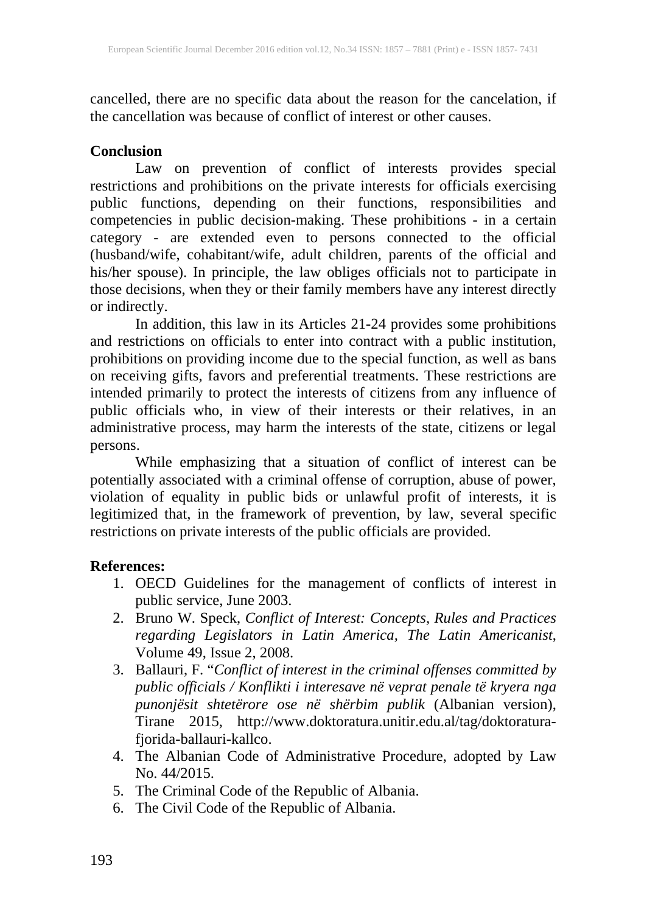cancelled, there are no specific data about the reason for the cancelation, if the cancellation was because of conflict of interest or other causes.

## Conclusion

Law on prevention of conflict of interests provides special restrictions and prohibitions on the private interests for officials exercising public functions, depending on their functions, responsibilities and competencies in public decision-making. These prohibitions - in a certain category - are extended even to persons connected to the official (husband/wife, cohabitant/wife, adult children, parents of the official and his/her spouse). In principle, the law obliges officials not to participate in those decisions, when they or their family members have any interest directly or indirectly.

In addition, this law in its Articles 21-24 provides some prohibitions and restrictions on officials to enter into contract with a public institution, prohibitions on providing income due to the special function, as well as bans on receiving gifts, favors and preferential treatments. These restrictions are intended primarily to protect the interests of citizens from any influence of public officials who, in view of their interests or their relatives, in an administrative process, may harm the interests of the state, citizens or legal persons.

While emphasizing that a situation of conflict of interest can be potentially associated with a criminal offense of corruption, abuse of power, violation of equality in public bids or unlawful profit of interests, it is legitimized that, in the framework of prevention, by law, several specific restrictions on private interests of the public officials are provided.

## References:

1. OECD Guidelines for the management of conflicts of interest in public service, June 2003.
2. Bruno W. Speck, *Conflict of Interest: Concepts, Rules and Practices regarding Legislators in Latin America, The Latin Americanist,* Volume 49, Issue 2, 2008.
3. Ballauri, F. "*Conflict of interest in the criminal offenses committed by public officials / Konflikti i interesave në veprat penale të kryera nga punonjësit shtetërore ose në shërbim publik* (Albanian version), Tirane 2015, http://www.doktoratura.unitir.edu.al/tag/doktoratura-fjorida-ballauri-kallco.
4. The Albanian Code of Administrative Procedure, adopted by Law No. 44/2015.
5. The Criminal Code of the Republic of Albania.
6. The Civil Code of the Republic of Albania.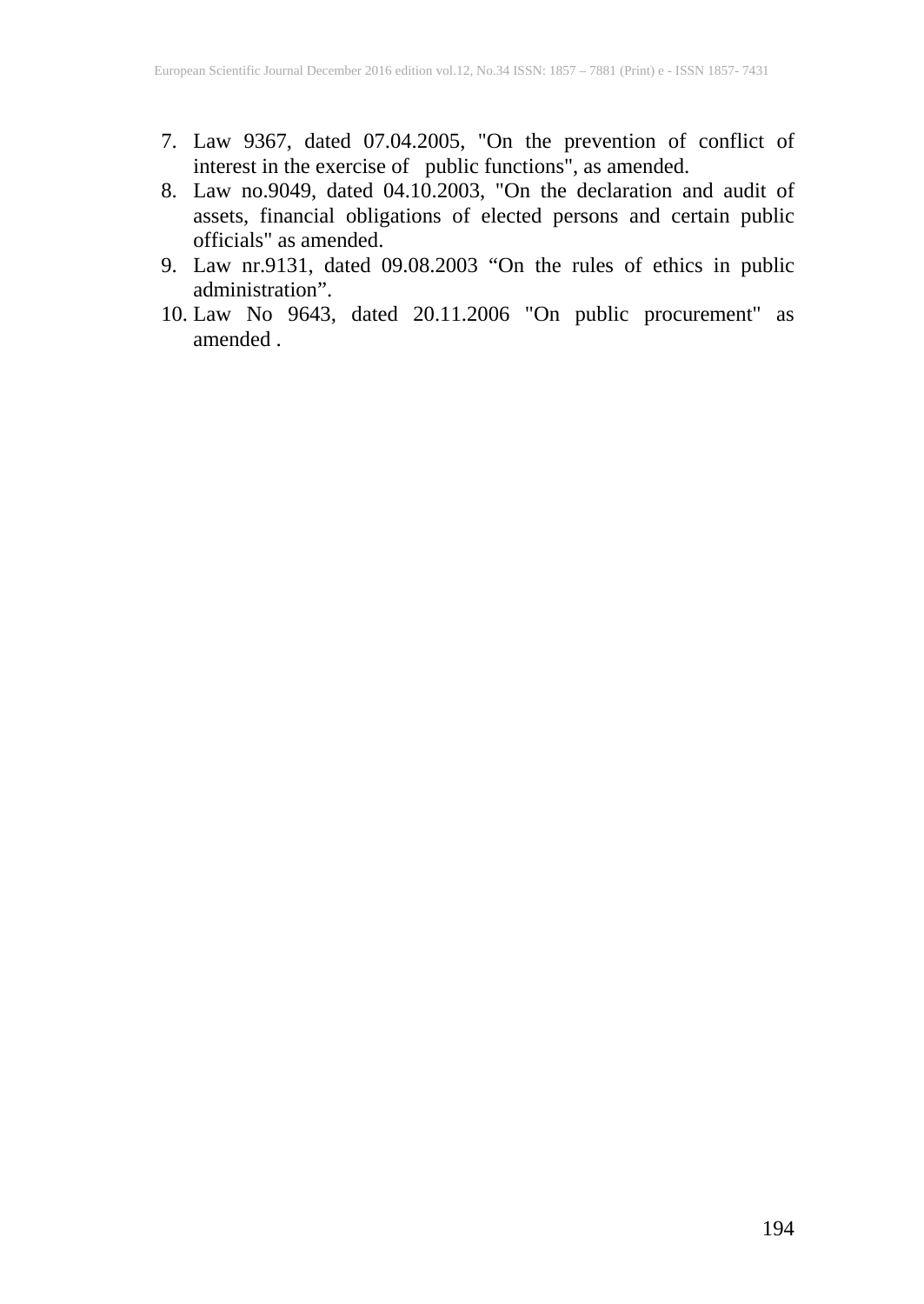7. Law 9367, dated 07.04.2005, "On the prevention of conflict of interest in the exercise of public functions", as amended.
8. Law no.9049, dated 04.10.2003, "On the declaration and audit of assets, financial obligations of elected persons and certain public officials" as amended.
9. Law nr.9131, dated 09.08.2003 “On the rules of ethics in public administration”.
10. Law No 9643, dated 20.11.2006 "On public procurement" as amended .